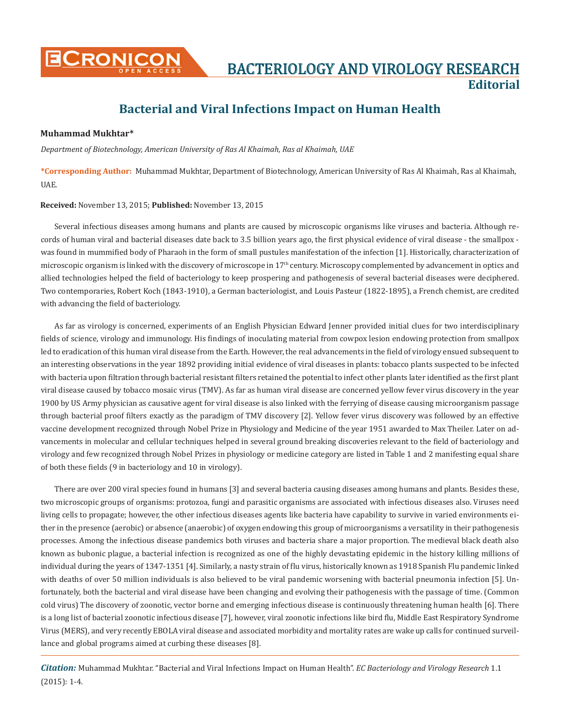# Bacterial and Viral Infections Impact on Human Health

**Muhammad Mukhtar***

*Department of Biotechnology, American University of Ras Al Khaimah, Ras al Khaimah, UAE*

***Corresponding Author:** Muhammad Mukhtar, Department of Biotechnology, American University of Ras Al Khaimah, Ras al Khaimah, UAE.

**Received:** November 13, 2015; **Published:** November 13, 2015

Several infectious diseases among humans and plants are caused by microscopic organisms like viruses and bacteria. Although records of human viral and bacterial diseases date back to 3.5 billion years ago, the first physical evidence of viral disease - the smallpox - was found in mummified body of Pharaoh in the form of small pustules manifestation of the infection [1]. Historically, characterization of microscopic organism is linked with the discovery of microscope in 17th century. Microscopy complemented by advancement in optics and allied technologies helped the field of bacteriology to keep prospering and pathogenesis of several bacterial diseases were deciphered. Two contemporaries, Robert Koch (1843-1910), a German bacteriologist, and Louis Pasteur (1822-1895), a French chemist, are credited with advancing the field of bacteriology.

As far as virology is concerned, experiments of an English Physician Edward Jenner provided initial clues for two interdisciplinary fields of science, virology and immunology. His findings of inoculating material from cowpox lesion endowing protection from smallpox led to eradication of this human viral disease from the Earth. However, the real advancements in the field of virology ensued subsequent to an interesting observations in the year 1892 providing initial evidence of viral diseases in plants: tobacco plants suspected to be infected with bacteria upon filtration through bacterial resistant filters retained the potential to infect other plants later identified as the first plant viral disease caused by tobacco mosaic virus (TMV). As far as human viral disease are concerned yellow fever virus discovery in the year 1900 by US Army physician as causative agent for viral disease is also linked with the ferrying of disease causing microorganism passage through bacterial proof filters exactly as the paradigm of TMV discovery [2]. Yellow fever virus discovery was followed by an effective vaccine development recognized through Nobel Prize in Physiology and Medicine of the year 1951 awarded to Max Theiler. Later on advancements in molecular and cellular techniques helped in several ground breaking discoveries relevant to the field of bacteriology and virology and few recognized through Nobel Prizes in physiology or medicine category are listed in Table 1 and 2 manifesting equal share of both these fields (9 in bacteriology and 10 in virology).

There are over 200 viral species found in humans [3] and several bacteria causing diseases among humans and plants. Besides these, two microscopic groups of organisms: protozoa, fungi and parasitic organisms are associated with infectious diseases also. Viruses need living cells to propagate; however, the other infectious diseases agents like bacteria have capability to survive in varied environments either in the presence (aerobic) or absence (anaerobic) of oxygen endowing this group of microorganisms a versatility in their pathogenesis processes. Among the infectious disease pandemics both viruses and bacteria share a major proportion. The medieval black death also known as bubonic plague, a bacterial infection is recognized as one of the highly devastating epidemic in the history killing millions of individual during the years of 1347-1351 [4]. Similarly, a nasty strain of flu virus, historically known as 1918 Spanish Flu pandemic linked with deaths of over 50 million individuals is also believed to be viral pandemic worsening with bacterial pneumonia infection [5]. Unfortunately, both the bacterial and viral disease have been changing and evolving their pathogenesis with the passage of time. (Common cold virus) The discovery of zoonotic, vector borne and emerging infectious disease is continuously threatening human health [6]. There is a long list of bacterial zoonotic infectious disease [7], however, viral zoonotic infections like bird flu, Middle East Respiratory Syndrome Virus (MERS), and very recently EBOLA viral disease and associated morbidity and mortality rates are wake up calls for continued surveillance and global programs aimed at curbing these diseases [8].

***Citation:*** Muhammad Mukhtar. "Bacterial and Viral Infections Impact on Human Health". *EC Bacteriology and Virology Research* 1.1 (2015): 1-4.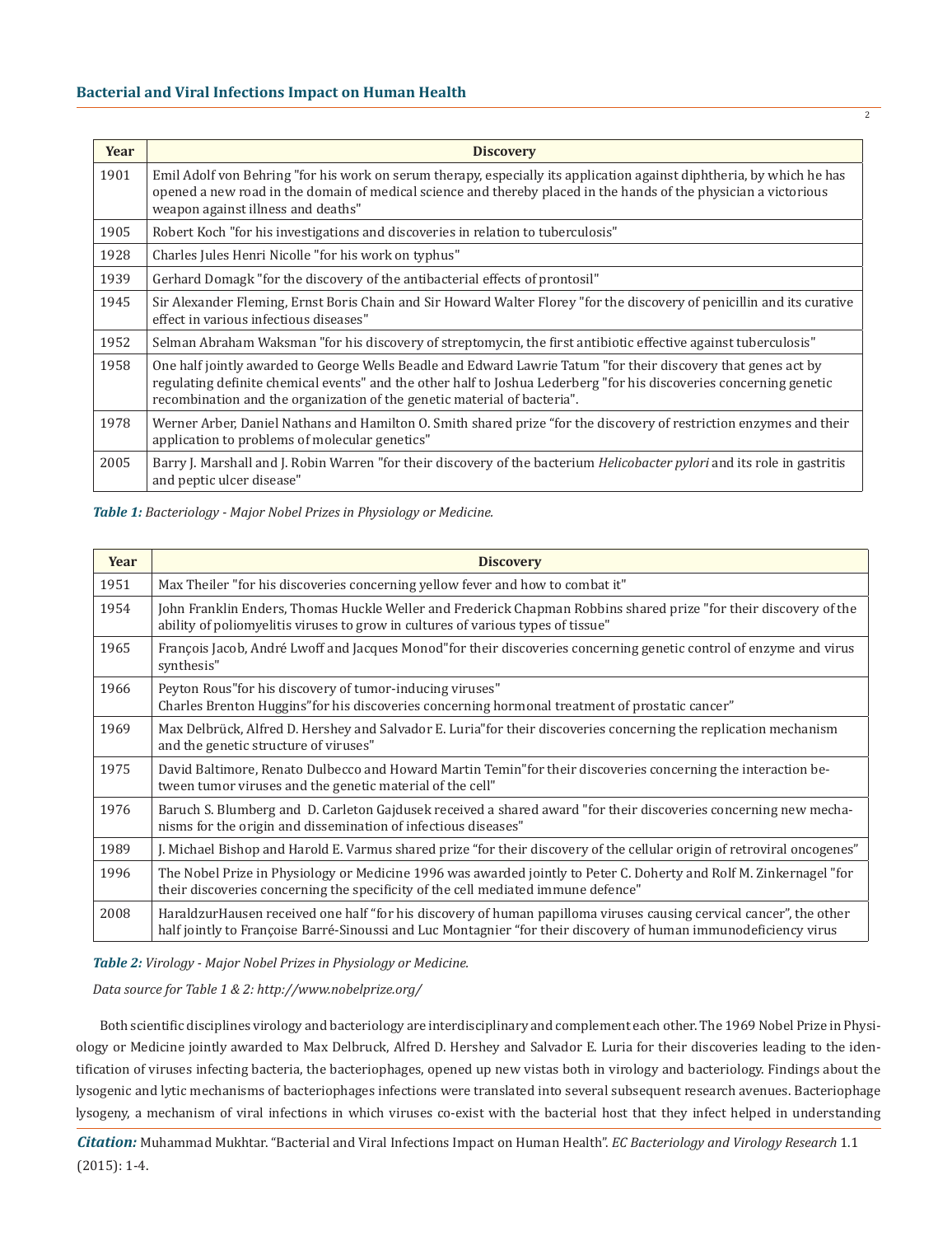| Year | Discovery |
| --- | --- |
| 1901 | Emil Adolf von Behring "for his work on serum therapy, especially its application against diphtheria, by which he has opened a new road in the domain of medical science and thereby placed in the hands of the physician a victorious weapon against illness and deaths" |
| 1905 | Robert Koch "for his investigations and discoveries in relation to tuberculosis" |
| 1928 | Charles Jules Henri Nicolle "for his work on typhus" |
| 1939 | Gerhard Domagk "for the discovery of the antibacterial effects of prontosil" |
| 1945 | Sir Alexander Fleming, Ernst Boris Chain and Sir Howard Walter Florey "for the discovery of penicillin and its curative effect in various infectious diseases" |
| 1952 | Selman Abraham Waksman "for his discovery of streptomycin, the first antibiotic effective against tuberculosis" |
| 1958 | One half jointly awarded to George Wells Beadle and Edward Lawrie Tatum "for their discovery that genes act by regulating definite chemical events" and the other half to Joshua Lederberg "for his discoveries concerning genetic recombination and the organization of the genetic material of bacteria". |
| 1978 | Werner Arber, Daniel Nathans and Hamilton O. Smith shared prize "for the discovery of restriction enzymes and their application to problems of molecular genetics" |
| 2005 | Barry J. Marshall and J. Robin Warren "for their discovery of the bacterium *Helicobacter pylori* and its role in gastritis and peptic ulcer disease" |

***Table 1:*** *Bacteriology - Major Nobel Prizes in Physiology or Medicine.*

| Year | Discovery |
| --- | --- |
| 1951 | Max Theiler "for his discoveries concerning yellow fever and how to combat it" |
| 1954 | John Franklin Enders, Thomas Huckle Weller and Frederick Chapman Robbins shared prize "for their discovery of the ability of poliomyelitis viruses to grow in cultures of various types of tissue" |
| 1965 | François Jacob, André Lwoff and Jacques Monod"for their discoveries concerning genetic control of enzyme and virus synthesis" |
| 1966 | Peyton Rous"for his discovery of tumor-inducing viruses" Charles Brenton Huggins"for his discoveries concerning hormonal treatment of prostatic cancer" |
| 1969 | Max Delbrück, Alfred D. Hershey and Salvador E. Luria"for their discoveries concerning the replication mechanism and the genetic structure of viruses" |
| 1975 | David Baltimore, Renato Dulbecco and Howard Martin Temin"for their discoveries concerning the interaction between tumor viruses and the genetic material of the cell" |
| 1976 | Baruch S. Blumberg and D. Carleton Gajdusek received a shared award "for their discoveries concerning new mechanisms for the origin and dissemination of infectious diseases" |
| 1989 | J. Michael Bishop and Harold E. Varmus shared prize "for their discovery of the cellular origin of retroviral oncogenes" |
| 1996 | The Nobel Prize in Physiology or Medicine 1996 was awarded jointly to Peter C. Doherty and Rolf M. Zinkernagel "for their discoveries concerning the specificity of the cell mediated immune defence" |
| 2008 | HaraldzurHausen received one half "for his discovery of human papilloma viruses causing cervical cancer", the other half jointly to Françoise Barré-Sinoussi and Luc Montagnier "for their discovery of human immunodeficiency virus |

***Table 2:*** *Virology - Major Nobel Prizes in Physiology or Medicine.*

*Data source for Table 1 & 2: http://www.nobelprize.org/*

Both scientific disciplines virology and bacteriology are interdisciplinary and complement each other. The 1969 Nobel Prize in Physiology or Medicine jointly awarded to Max Delbruck, Alfred D. Hershey and Salvador E. Luria for their discoveries leading to the identification of viruses infecting bacteria, the bacteriophages, opened up new vistas both in virology and bacteriology. Findings about the lysogenic and lytic mechanisms of bacteriophages infections were translated into several subsequent research avenues. Bacteriophage lysogeny, a mechanism of viral infections in which viruses co-exist with the bacterial host that they infect helped in understanding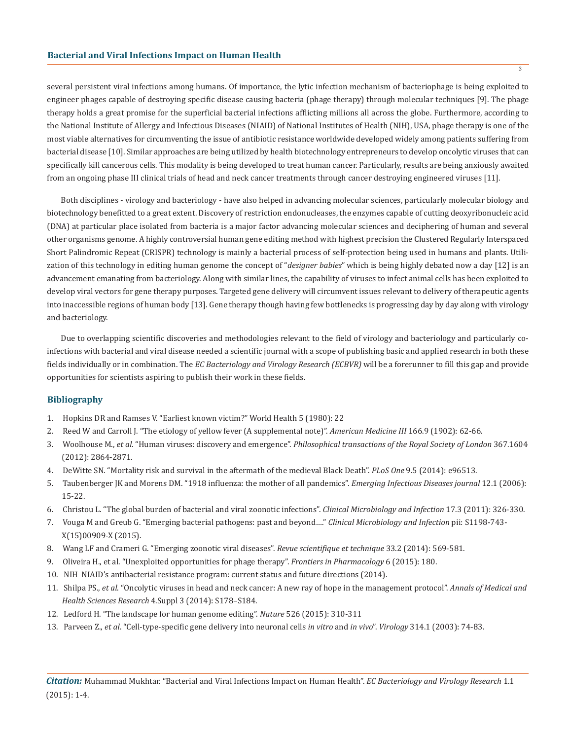several persistent viral infections among humans. Of importance, the lytic infection mechanism of bacteriophage is being exploited to engineer phages capable of destroying specific disease causing bacteria (phage therapy) through molecular techniques [9]. The phage therapy holds a great promise for the superficial bacterial infections afflicting millions all across the globe. Furthermore, according to the National Institute of Allergy and Infectious Diseases (NIAID) of National Institutes of Health (NIH), USA, phage therapy is one of the most viable alternatives for circumventing the issue of antibiotic resistance worldwide developed widely among patients suffering from bacterial disease [10]. Similar approaches are being utilized by health biotechnology entrepreneurs to develop oncolytic viruses that can specifically kill cancerous cells. This modality is being developed to treat human cancer. Particularly, results are being anxiously awaited from an ongoing phase III clinical trials of head and neck cancer treatments through cancer destroying engineered viruses [11].

Both disciplines - virology and bacteriology - have also helped in advancing molecular sciences, particularly molecular biology and biotechnology benefitted to a great extent. Discovery of restriction endonucleases, the enzymes capable of cutting deoxyribonucleic acid (DNA) at particular place isolated from bacteria is a major factor advancing molecular sciences and deciphering of human and several other organisms genome. A highly controversial human gene editing method with highest precision the Clustered Regularly Interspaced Short Palindromic Repeat (CRISPR) technology is mainly a bacterial process of self-protection being used in humans and plants. Utilization of this technology in editing human genome the concept of "*designer babies*" which is being highly debated now a day [12] is an advancement emanating from bacteriology. Along with similar lines, the capability of viruses to infect animal cells has been exploited to develop viral vectors for gene therapy purposes. Targeted gene delivery will circumvent issues relevant to delivery of therapeutic agents into inaccessible regions of human body [13]. Gene therapy though having few bottlenecks is progressing day by day along with virology and bacteriology.

Due to overlapping scientific discoveries and methodologies relevant to the field of virology and bacteriology and particularly co-infections with bacterial and viral disease needed a scientific journal with a scope of publishing basic and applied research in both these fields individually or in combination. The *EC Bacteriology and Virology Research (ECBVR)* will be a forerunner to fill this gap and provide opportunities for scientists aspiring to publish their work in these fields.

## Bibliography

1. Hopkins DR and Ramses V. "Earliest known victim?" World Health 5 (1980): 22
2. Reed W and Carroll J. "The etiology of yellow fever (A supplemental note)". *American Medicine III* 166.9 (1902): 62-66.
3. Woolhouse M., *et al*. "Human viruses: discovery and emergence". *Philosophical transactions of the Royal Society of London* 367.1604 (2012): 2864-2871.
4. DeWitte SN. "Mortality risk and survival in the aftermath of the medieval Black Death". *PLoS One* 9.5 (2014): e96513.
5. Taubenberger JK and Morens DM. "1918 influenza: the mother of all pandemics". *Emerging Infectious Diseases journal* 12.1 (2006): 15-22.
6. Christou L. "The global burden of bacterial and viral zoonotic infections". *Clinical Microbiology and Infection* 17.3 (2011): 326-330.
7. Vouga M and Greub G. "Emerging bacterial pathogens: past and beyond…." *Clinical Microbiology and Infection* pii: S1198-743-X(15)00909-X (2015).
8. Wang LF and Crameri G. "Emerging zoonotic viral diseases". *Revue scientifique et technique* 33.2 (2014): 569-581.
9. Oliveira H., et al. "Unexploited opportunities for phage therapy". *Frontiers in Pharmacology* 6 (2015): 180.
10. NIH NIAID's antibacterial resistance program: current status and future directions (2014).
11. Shilpa PS., *et al*. "Oncolytic viruses in head and neck cancer: A new ray of hope in the management protocol". *Annals of Medical and Health Sciences Research* 4.Suppl 3 (2014): S178–S184.
12. Ledford H. "The landscape for human genome editing". *Nature* 526 (2015): 310-311
13. Parveen Z., *et al*. "Cell-type-specific gene delivery into neuronal cells *in vitro* and *in vivo*". *Virology* 314.1 (2003): 74-83.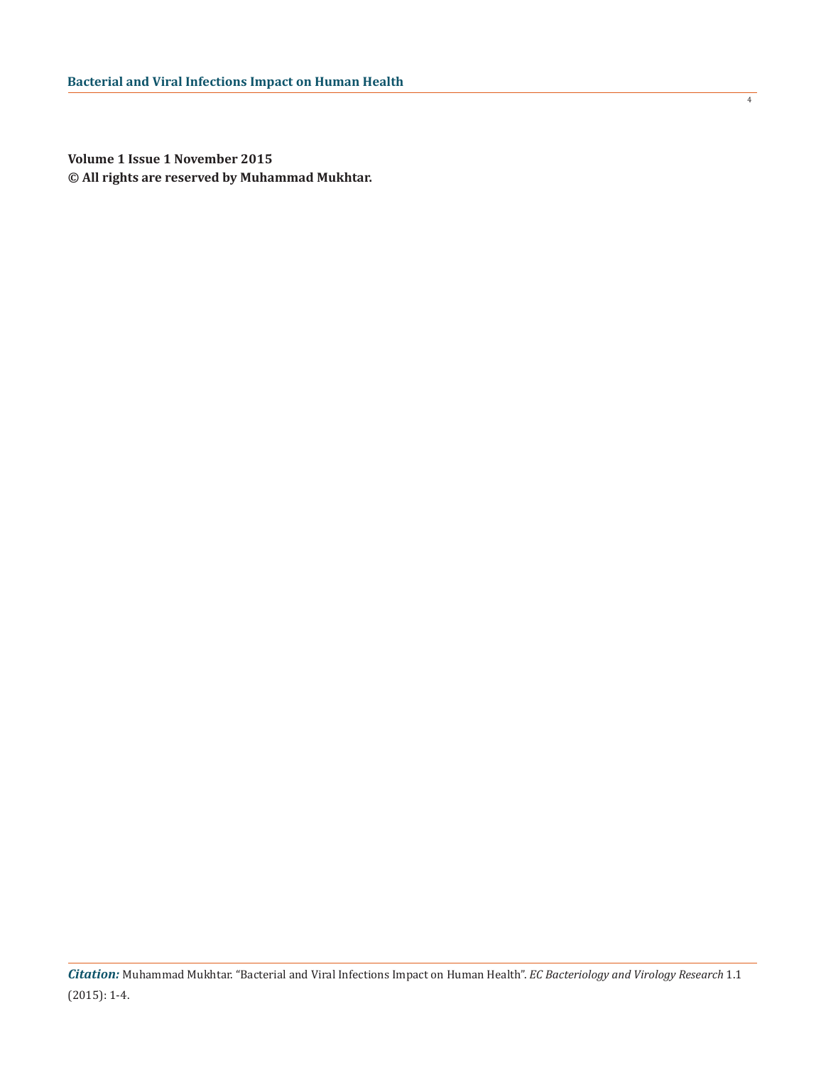**Volume 1 Issue 1 November 2015**
**© All rights are reserved by Muhammad Mukhtar.**